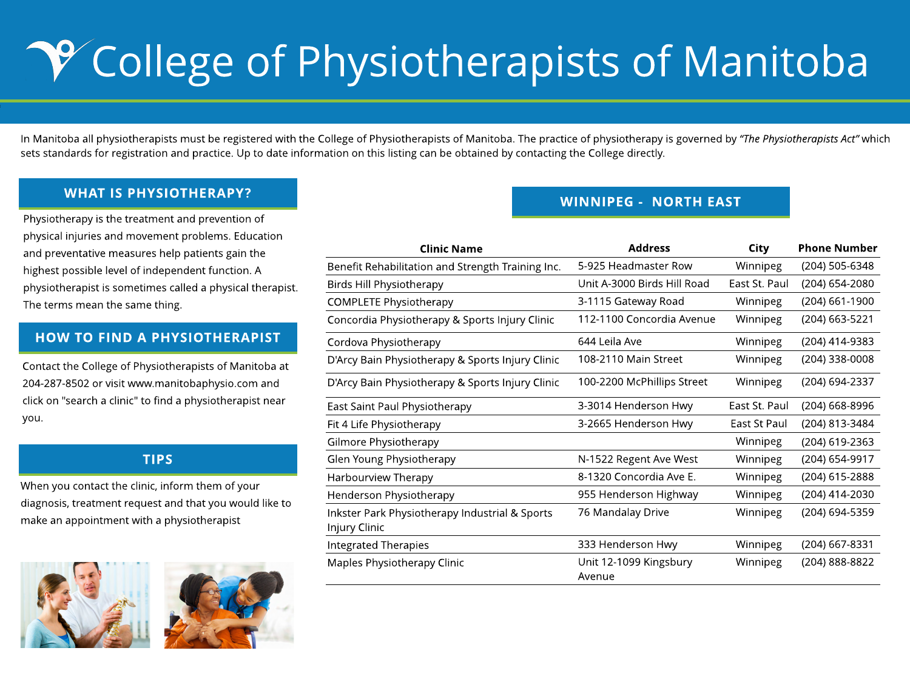# College of Physiotherapists of Manitoba

In Manitoba all physiotherapists must be registered with the College of Physiotherapists of Manitoba. The practice of physiotherapy is governed by *"The Physiotherapists Act"* which sets standards for registration and practice. Up to date information on this listing can be obtained by contacting the College directly.

## WHAT IS PHYSIOTHERAPY?

Physiotherapy is the treatment and prevention of physical injuries and movement problems. Education and preventative measures help patients gain the highest possible level of independent function. A physiotherapist is sometimes called a physical therapist. The terms mean the same thing.

## HOW TO FIND A PHYSIOTHERAPIST

Contact the College of Physiotherapists of Manitoba at 204-287-8502 or visit www.manitobaphysio.com and click on "search a clinic" to find a physiotherapist near you.

## TIPS

When you contact the clinic, inform them of your diagnosis, treatment request and that you would like to make an appointment with a physiotherapist

## WINNIPEG - NORTH EAST

| Clinic Name | Address | City | Phone Number |
|---|---|---|---|
| Benefit Rehabilitation and Strength Training Inc. | 5-925 Headmaster Row | Winnipeg | (204) 505-6348 |
| Birds Hill Physiotherapy | Unit A-3000 Birds Hill Road | East St. Paul | (204) 654-2080 |
| COMPLETE Physiotherapy | 3-1115 Gateway Road | Winnipeg | (204) 661-1900 |
| Concordia Physiotherapy & Sports Injury Clinic | 112-1100 Concordia Avenue | Winnipeg | (204) 663-5221 |
| Cordova Physiotherapy | 644 Leila Ave | Winnipeg | (204) 414-9383 |
| D'Arcy Bain Physiotherapy & Sports Injury Clinic | 108-2110 Main Street | Winnipeg | (204) 338-0008 |
| D'Arcy Bain Physiotherapy & Sports Injury Clinic | 100-2200 McPhillips Street | Winnipeg | (204) 694-2337 |
| East Saint Paul Physiotherapy | 3-3014 Henderson Hwy | East St. Paul | (204) 668-8996 |
| Fit 4 Life Physiotherapy | 3-2665 Henderson Hwy | East St Paul | (204) 813-3484 |
| Gilmore Physiotherapy | | Winnipeg | (204) 619-2363 |
| Glen Young Physiotherapy | N-1522 Regent Ave West | Winnipeg | (204) 654-9917 |
| Harbourview Therapy | 8-1320 Concordia Ave E. | Winnipeg | (204) 615-2888 |
| Henderson Physiotherapy | 955 Henderson Highway | Winnipeg | (204) 414-2030 |
| Inkster Park Physiotherapy Industrial & Sports Injury Clinic | 76 Mandalay Drive | Winnipeg | (204) 694-5359 |
| Integrated Therapies | 333 Henderson Hwy | Winnipeg | (204) 667-8331 |
| Maples Physiotherapy Clinic | Unit 12-1099 Kingsbury Avenue | Winnipeg | (204) 888-8822 |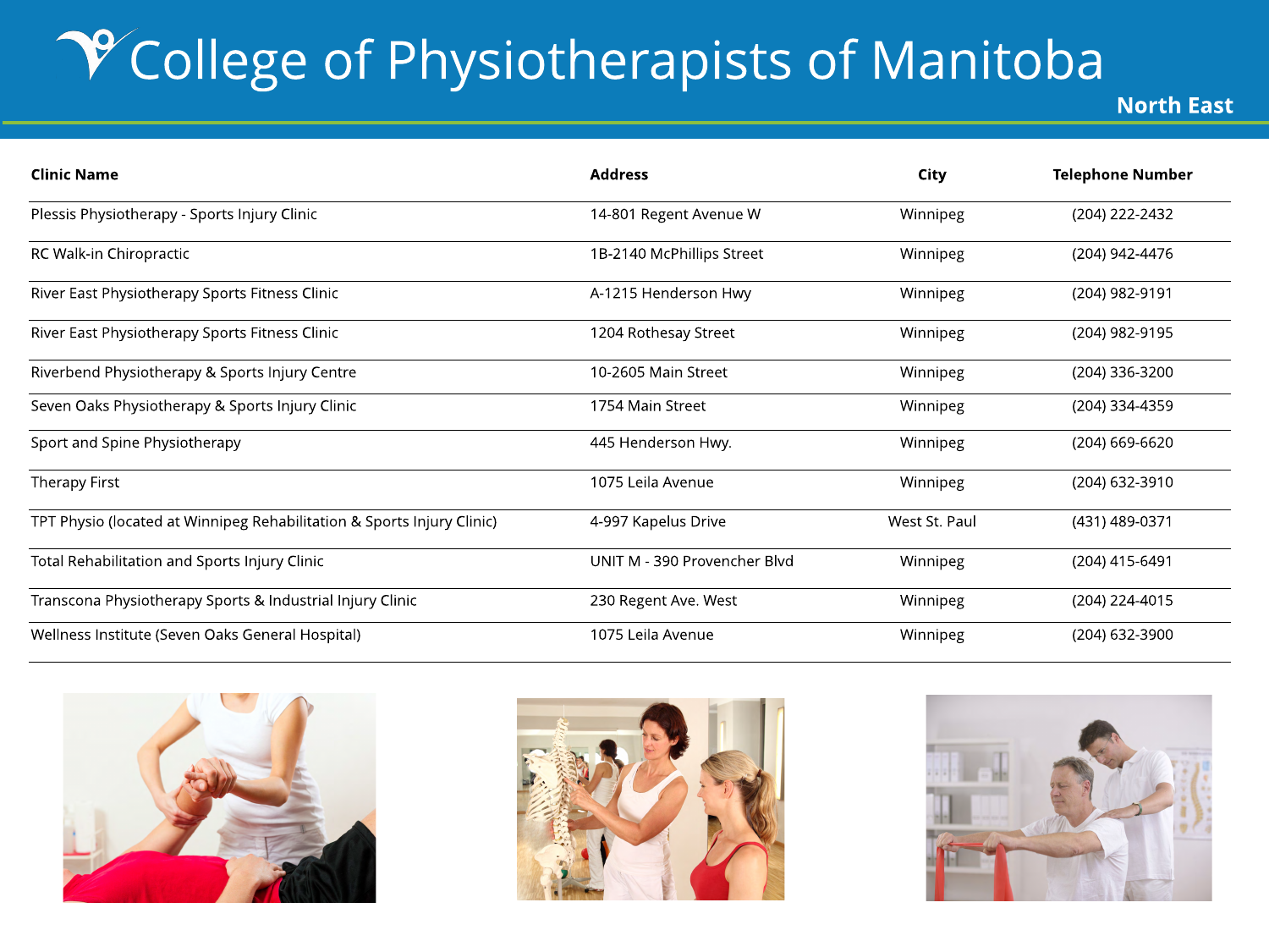# College of Physiotherapists of Manitoba

## North East

| Clinic Name | Address | City | Telephone Number |
|---|---|---|---|
| Plessis Physiotherapy - Sports Injury Clinic | 14-801 Regent Avenue W | Winnipeg | (204) 222-2432 |
| RC Walk-in Chiropractic | 1B-2140 McPhillips Street | Winnipeg | (204) 942-4476 |
| River East Physiotherapy Sports Fitness Clinic | A-1215 Henderson Hwy | Winnipeg | (204) 982-9191 |
| River East Physiotherapy Sports Fitness Clinic | 1204 Rothesay Street | Winnipeg | (204) 982-9195 |
| Riverbend Physiotherapy & Sports Injury Centre | 10-2605 Main Street | Winnipeg | (204) 336-3200 |
| Seven Oaks Physiotherapy & Sports Injury Clinic | 1754 Main Street | Winnipeg | (204) 334-4359 |
| Sport and Spine Physiotherapy | 445 Henderson Hwy. | Winnipeg | (204) 669-6620 |
| Therapy First | 1075 Leila Avenue | Winnipeg | (204) 632-3910 |
| TPT Physio (located at Winnipeg Rehabilitation & Sports Injury Clinic) | 4-997 Kapelus Drive | West St. Paul | (431) 489-0371 |
| Total Rehabilitation and Sports Injury Clinic | UNIT M - 390 Provencher Blvd | Winnipeg | (204) 415-6491 |
| Transcona Physiotherapy Sports & Industrial Injury Clinic | 230 Regent Ave. West | Winnipeg | (204) 224-4015 |
| Wellness Institute (Seven Oaks General Hospital) | 1075 Leila Avenue | Winnipeg | (204) 632-3900 |